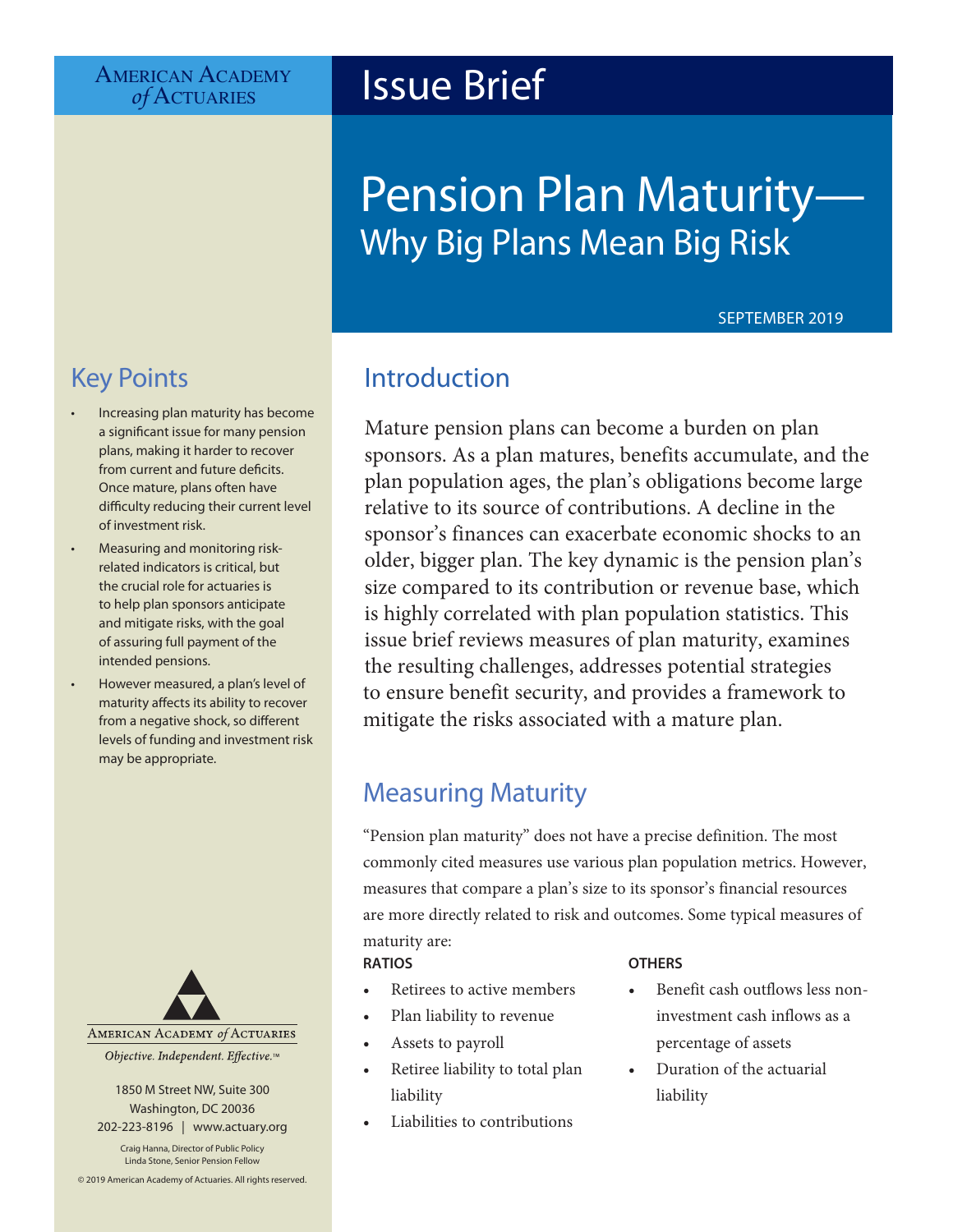American Academy of Actuaries

# Issue Brief

# Pension Plan Maturity—Why Big Plans Mean Big Risk

SEPTEMBER 2019

## Introduction

Mature pension plans can become a burden on plan sponsors. As a plan matures, benefits accumulate, and the plan population ages, the plan's obligations become large relative to its source of contributions. A decline in the sponsor's finances can exacerbate economic shocks to an older, bigger plan. The key dynamic is the pension plan's size compared to its contribution or revenue base, which is highly correlated with plan population statistics. This issue brief reviews measures of plan maturity, examines the resulting challenges, addresses potential strategies to ensure benefit security, and provides a framework to mitigate the risks associated with a mature plan.

## Measuring Maturity

"Pension plan maturity" does not have a precise definition. The most commonly cited measures use various plan population metrics. However, measures that compare a plan's size to its sponsor's financial resources are more directly related to risk and outcomes. Some typical measures of maturity are:

**RATIOS**

- Retirees to active members
- Plan liability to revenue
- Assets to payroll
- Retiree liability to total plan liability
- Liabilities to contributions

**OTHERS**

- Benefit cash outflows less non-investment cash inflows as a percentage of assets
- Duration of the actuarial liability

## Key Points

- Increasing plan maturity has become a significant issue for many pension plans, making it harder to recover from current and future deficits. Once mature, plans often have difficulty reducing their current level of investment risk.
- Measuring and monitoring risk-related indicators is critical, but the crucial role for actuaries is to help plan sponsors anticipate and mitigate risks, with the goal of assuring full payment of the intended pensions.
- However measured, a plan's level of maturity affects its ability to recover from a negative shock, so different levels of funding and investment risk may be appropriate.

American Academy *of* Actuaries

*Objective. Independent. Effective.*™

1850 M Street NW, Suite 300
Washington, DC 20036
202-223-8196 | www.actuary.org

Craig Hanna, Director of Public Policy
Linda Stone, Senior Pension Fellow

© 2019 American Academy of Actuaries. All rights reserved.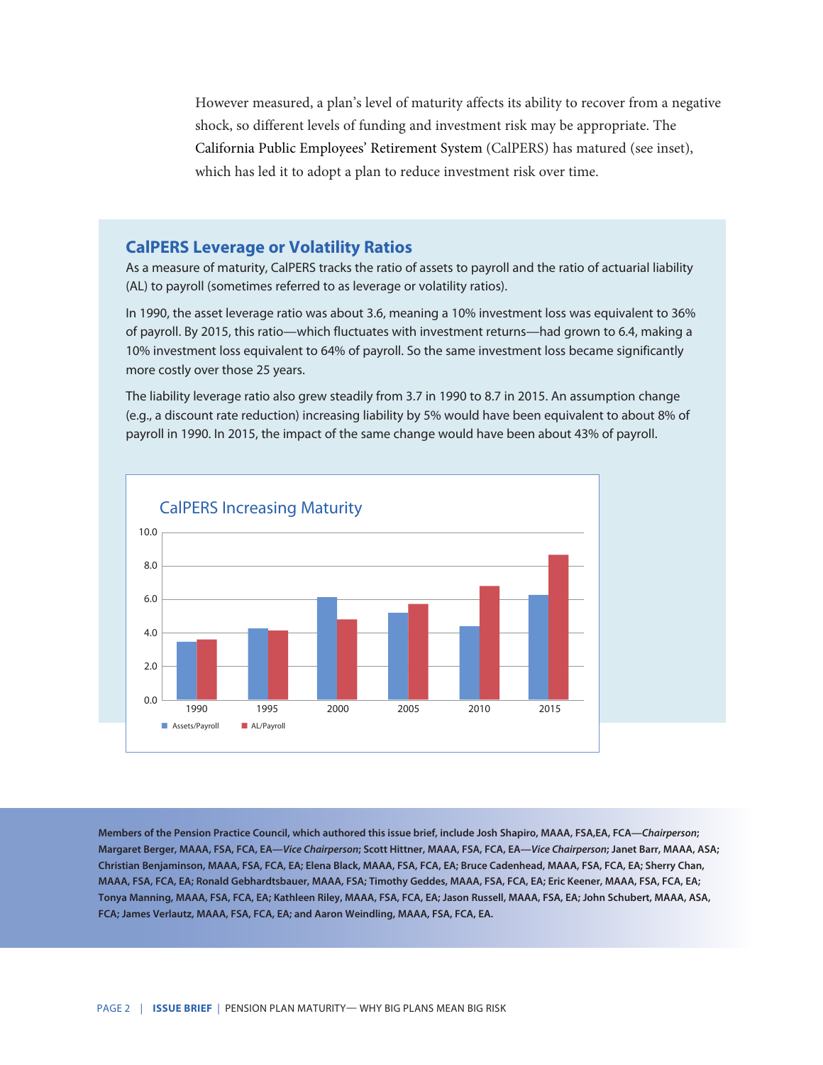However measured, a plan's level of maturity affects its ability to recover from a negative shock, so different levels of funding and investment risk may be appropriate. The California Public Employees' Retirement System (CalPERS) has matured (see inset), which has led it to adopt a plan to reduce investment risk over time.

## CalPERS Leverage or Volatility Ratios

As a measure of maturity, CalPERS tracks the ratio of assets to payroll and the ratio of actuarial liability (AL) to payroll (sometimes referred to as leverage or volatility ratios).

In 1990, the asset leverage ratio was about 3.6, meaning a 10% investment loss was equivalent to 36% of payroll. By 2015, this ratio—which fluctuates with investment returns—had grown to 6.4, making a 10% investment loss equivalent to 64% of payroll. So the same investment loss became significantly more costly over those 25 years.

The liability leverage ratio also grew steadily from 3.7 in 1990 to 8.7 in 2015. An assumption change (e.g., a discount rate reduction) increasing liability by 5% would have been equivalent to about 8% of payroll in 1990. In 2015, the impact of the same change would have been about 43% of payroll.

### CalPERS Increasing Maturity

| Year | Assets/Payroll | AL/Payroll |
|---|---|---|
| 1990 | 3.5 | 3.6 |
| 1995 | 4.3 | 4.1 |
| 2000 | 6.1 | 4.8 |
| 2005 | 5.2 | 5.7 |
| 2010 | 4.4 | 6.8 |
| 2015 | 6.3 | 8.7 |

**Members of the Pension Practice Council, which authored this issue brief, include Josh Shapiro, MAAA, FSA,EA, FCA—*Chairperson*; Margaret Berger, MAAA, FSA, FCA, EA—*Vice Chairperson*; Scott Hittner, MAAA, FSA, FCA, EA—*Vice Chairperson*; Janet Barr, MAAA, ASA; Christian Benjaminson, MAAA, FSA, FCA, EA; Elena Black, MAAA, FSA, FCA, EA; Bruce Cadenhead, MAAA, FSA, FCA, EA; Sherry Chan, MAAA, FSA, FCA, EA; Ronald Gebhardtsbauer, MAAA, FSA; Timothy Geddes, MAAA, FSA, FCA, EA; Eric Keener, MAAA, FSA, FCA, EA; Tonya Manning, MAAA, FSA, FCA, EA; Kathleen Riley, MAAA, FSA, FCA, EA; Jason Russell, MAAA, FSA, EA; John Schubert, MAAA, ASA, FCA; James Verlautz, MAAA, FSA, FCA, EA; and Aaron Weindling, MAAA, FSA, FCA, EA.**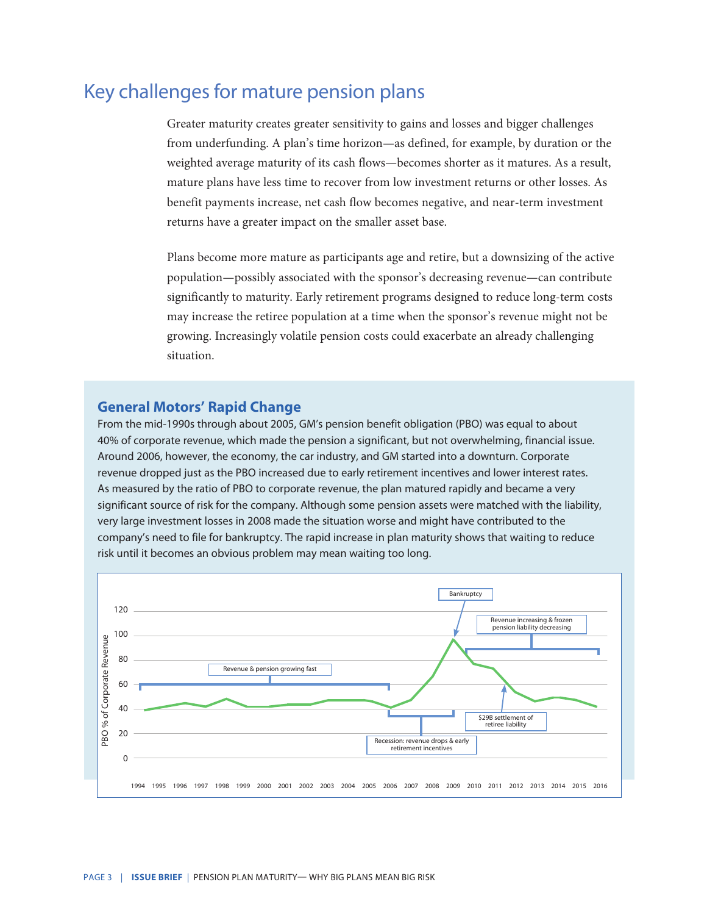## Key challenges for mature pension plans

Greater maturity creates greater sensitivity to gains and losses and bigger challenges from underfunding. A plan's time horizon—as defined, for example, by duration or the weighted average maturity of its cash flows—becomes shorter as it matures. As a result, mature plans have less time to recover from low investment returns or other losses. As benefit payments increase, net cash flow becomes negative, and near-term investment returns have a greater impact on the smaller asset base.

Plans become more mature as participants age and retire, but a downsizing of the active population—possibly associated with the sponsor's decreasing revenue—can contribute significantly to maturity. Early retirement programs designed to reduce long-term costs may increase the retiree population at a time when the sponsor's revenue might not be growing. Increasingly volatile pension costs could exacerbate an already challenging situation.

### General Motors' Rapid Change

From the mid-1990s through about 2005, GM's pension benefit obligation (PBO) was equal to about 40% of corporate revenue, which made the pension a significant, but not overwhelming, financial issue. Around 2006, however, the economy, the car industry, and GM started into a downturn. Corporate revenue dropped just as the PBO increased due to early retirement incentives and lower interest rates. As measured by the ratio of PBO to corporate revenue, the plan matured rapidly and became a very significant source of risk for the company. Although some pension assets were matched with the liability, very large investment losses in 2008 made the situation worse and might have contributed to the company's need to file for bankruptcy. The rapid increase in plan maturity shows that waiting to reduce risk until it becomes an obvious problem may mean waiting too long.

Chart: PBO % of Corporate Revenue, 1994–2016. Annotations: "Revenue & pension growing fast" (1994–2006); "Recession: revenue drops & early retirement incentives" (2006–2009); "Bankruptcy" (2009); "Revenue increasing & frozen pension liability decreasing" (2010–2016); "$29B settlement of retiree liability" (2011).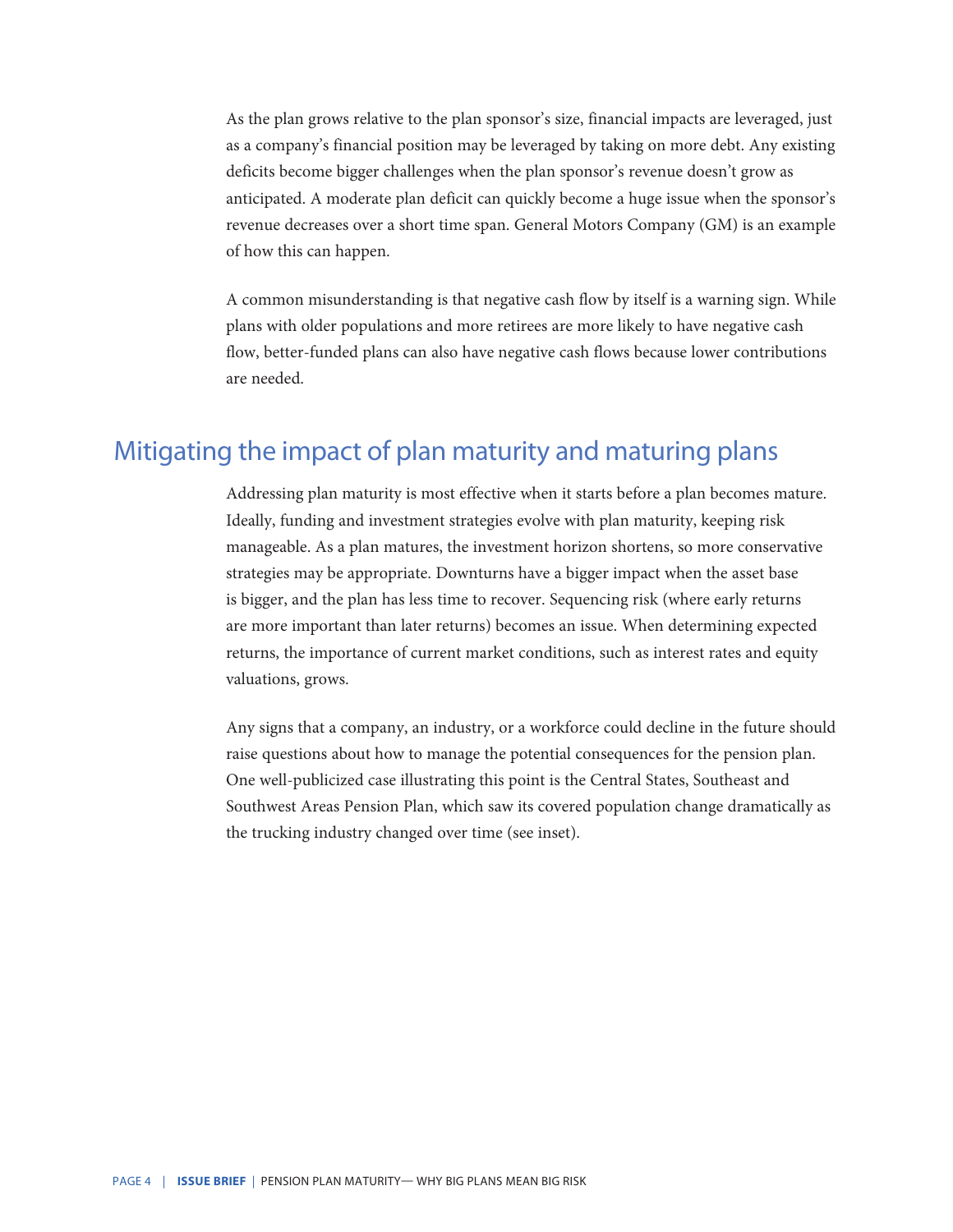As the plan grows relative to the plan sponsor's size, financial impacts are leveraged, just as a company's financial position may be leveraged by taking on more debt. Any existing deficits become bigger challenges when the plan sponsor's revenue doesn't grow as anticipated. A moderate plan deficit can quickly become a huge issue when the sponsor's revenue decreases over a short time span. General Motors Company (GM) is an example of how this can happen.

A common misunderstanding is that negative cash flow by itself is a warning sign. While plans with older populations and more retirees are more likely to have negative cash flow, better-funded plans can also have negative cash flows because lower contributions are needed.

## Mitigating the impact of plan maturity and maturing plans

Addressing plan maturity is most effective when it starts before a plan becomes mature. Ideally, funding and investment strategies evolve with plan maturity, keeping risk manageable. As a plan matures, the investment horizon shortens, so more conservative strategies may be appropriate. Downturns have a bigger impact when the asset base is bigger, and the plan has less time to recover. Sequencing risk (where early returns are more important than later returns) becomes an issue. When determining expected returns, the importance of current market conditions, such as interest rates and equity valuations, grows.

Any signs that a company, an industry, or a workforce could decline in the future should raise questions about how to manage the potential consequences for the pension plan. One well-publicized case illustrating this point is the Central States, Southeast and Southwest Areas Pension Plan, which saw its covered population change dramatically as the trucking industry changed over time (see inset).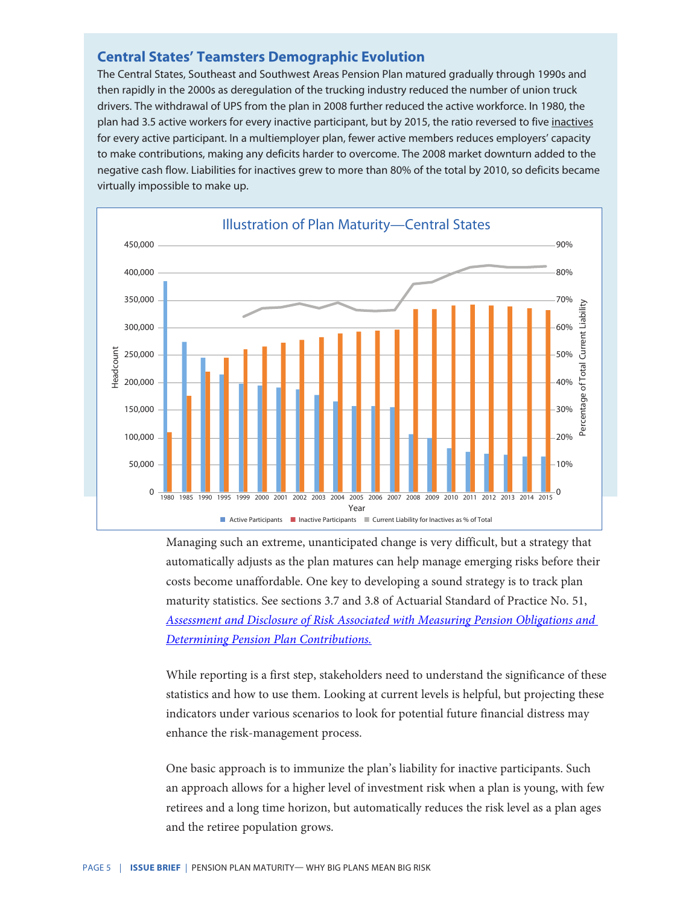## Central States' Teamsters Demographic Evolution

The Central States, Southeast and Southwest Areas Pension Plan matured gradually through 1990s and then rapidly in the 2000s as deregulation of the trucking industry reduced the number of union truck drivers. The withdrawal of UPS from the plan in 2008 further reduced the active workforce. In 1980, the plan had 3.5 active workers for every inactive participant, but by 2015, the ratio reversed to five inactives for every active participant. In a multiemployer plan, fewer active members reduces employers' capacity to make contributions, making any deficits harder to overcome. The 2008 market downturn added to the negative cash flow. Liabilities for inactives grew to more than 80% of the total by 2010, so deficits became virtually impossible to make up.

Illustration of Plan Maturity—Central States

Managing such an extreme, unanticipated change is very difficult, but a strategy that automatically adjusts as the plan matures can help manage emerging risks before their costs become unaffordable. One key to developing a sound strategy is to track plan maturity statistics. See sections 3.7 and 3.8 of Actuarial Standard of Practice No. 51, *Assessment and Disclosure of Risk Associated with Measuring Pension Obligations and Determining Pension Plan Contributions.*

While reporting is a first step, stakeholders need to understand the significance of these statistics and how to use them. Looking at current levels is helpful, but projecting these indicators under various scenarios to look for potential future financial distress may enhance the risk-management process.

One basic approach is to immunize the plan's liability for inactive participants. Such an approach allows for a higher level of investment risk when a plan is young, with few retirees and a long time horizon, but automatically reduces the risk level as a plan ages and the retiree population grows.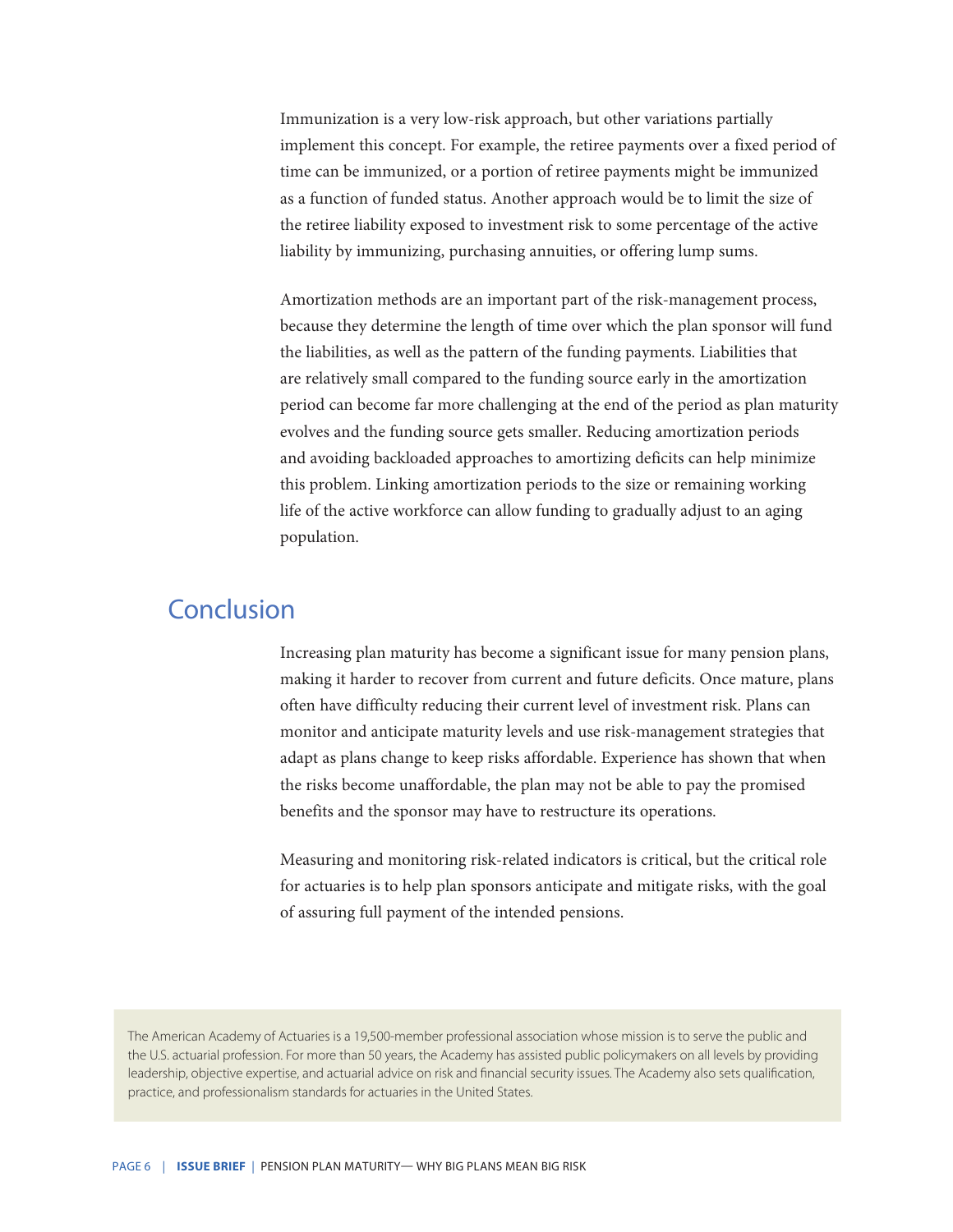Immunization is a very low-risk approach, but other variations partially implement this concept. For example, the retiree payments over a fixed period of time can be immunized, or a portion of retiree payments might be immunized as a function of funded status. Another approach would be to limit the size of the retiree liability exposed to investment risk to some percentage of the active liability by immunizing, purchasing annuities, or offering lump sums.

Amortization methods are an important part of the risk-management process, because they determine the length of time over which the plan sponsor will fund the liabilities, as well as the pattern of the funding payments. Liabilities that are relatively small compared to the funding source early in the amortization period can become far more challenging at the end of the period as plan maturity evolves and the funding source gets smaller. Reducing amortization periods and avoiding backloaded approaches to amortizing deficits can help minimize this problem. Linking amortization periods to the size or remaining working life of the active workforce can allow funding to gradually adjust to an aging population.

## Conclusion

Increasing plan maturity has become a significant issue for many pension plans, making it harder to recover from current and future deficits. Once mature, plans often have difficulty reducing their current level of investment risk. Plans can monitor and anticipate maturity levels and use risk-management strategies that adapt as plans change to keep risks affordable. Experience has shown that when the risks become unaffordable, the plan may not be able to pay the promised benefits and the sponsor may have to restructure its operations.

Measuring and monitoring risk-related indicators is critical, but the critical role for actuaries is to help plan sponsors anticipate and mitigate risks, with the goal of assuring full payment of the intended pensions.

The American Academy of Actuaries is a 19,500-member professional association whose mission is to serve the public and the U.S. actuarial profession. For more than 50 years, the Academy has assisted public policymakers on all levels by providing leadership, objective expertise, and actuarial advice on risk and financial security issues. The Academy also sets qualification, practice, and professionalism standards for actuaries in the United States.